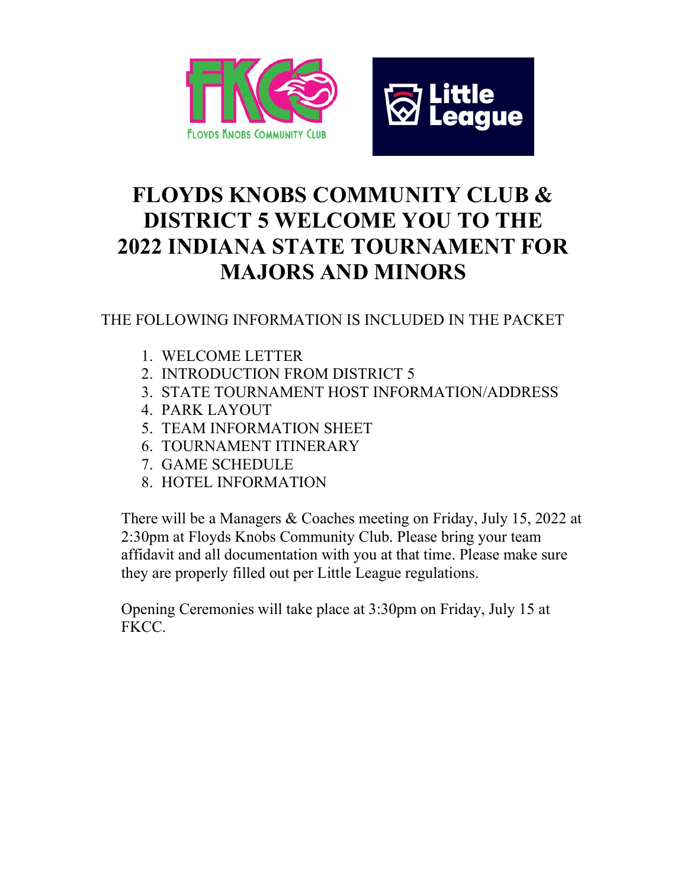# FLOYDS KNOBS COMMUNITY CLUB & DISTRICT 5 WELCOME YOU TO THE 2022 INDIANA STATE TOURNAMENT FOR MAJORS AND MINORS

THE FOLLOWING INFORMATION IS INCLUDED IN THE PACKET

1. WELCOME LETTER
2. INTRODUCTION FROM DISTRICT 5
3. STATE TOURNAMENT HOST INFORMATION/ADDRESS
4. PARK LAYOUT
5. TEAM INFORMATION SHEET
6. TOURNAMENT ITINERARY
7. GAME SCHEDULE
8. HOTEL INFORMATION

There will be a Managers & Coaches meeting on Friday, July 15, 2022 at 2:30pm at Floyds Knobs Community Club. Please bring your team affidavit and all documentation with you at that time. Please make sure they are properly filled out per Little League regulations.

Opening Ceremonies will take place at 3:30pm on Friday, July 15 at FKCC.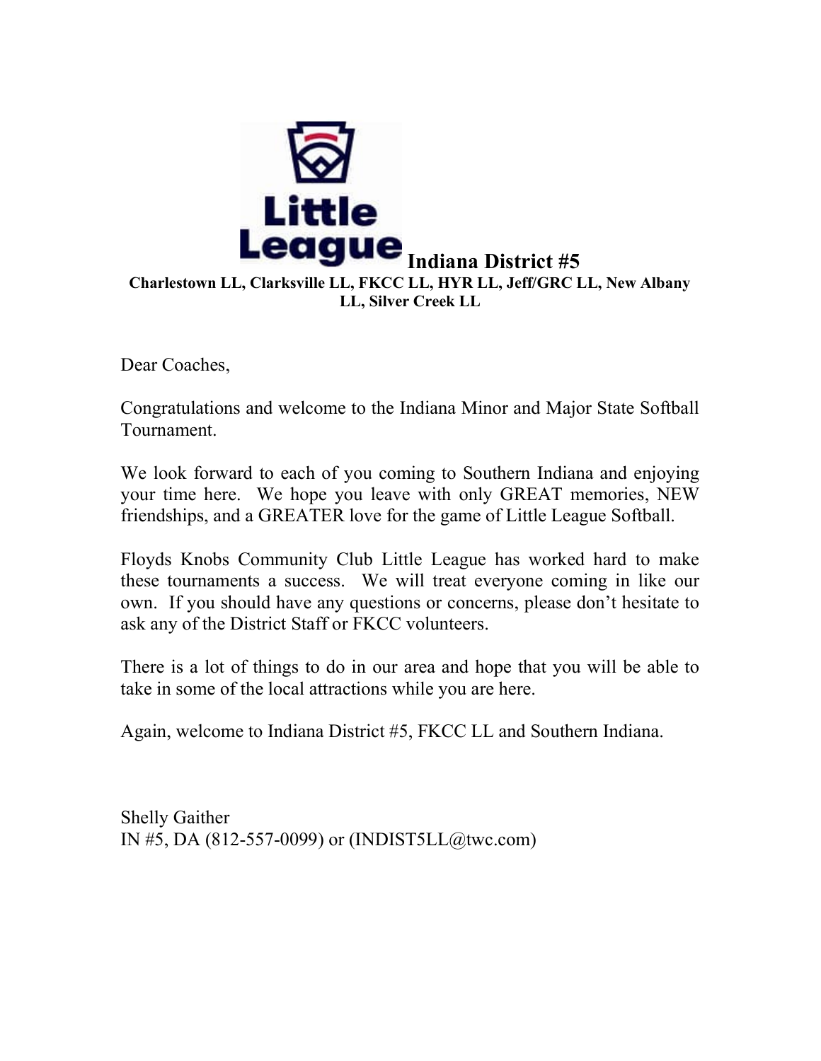**Indiana District #5**

**Charlestown LL, Clarksville LL, FKCC LL, HYR LL, Jeff/GRC LL, New Albany LL, Silver Creek LL**

Dear Coaches,

Congratulations and welcome to the Indiana Minor and Major State Softball Tournament.

We look forward to each of you coming to Southern Indiana and enjoying your time here. We hope you leave with only GREAT memories, NEW friendships, and a GREATER love for the game of Little League Softball.

Floyds Knobs Community Club Little League has worked hard to make these tournaments a success. We will treat everyone coming in like our own. If you should have any questions or concerns, please don't hesitate to ask any of the District Staff or FKCC volunteers.

There is a lot of things to do in our area and hope that you will be able to take in some of the local attractions while you are here.

Again, welcome to Indiana District #5, FKCC LL and Southern Indiana.

Shelly Gaither
IN #5, DA (812-557-0099) or (INDIST5LL@twc.com)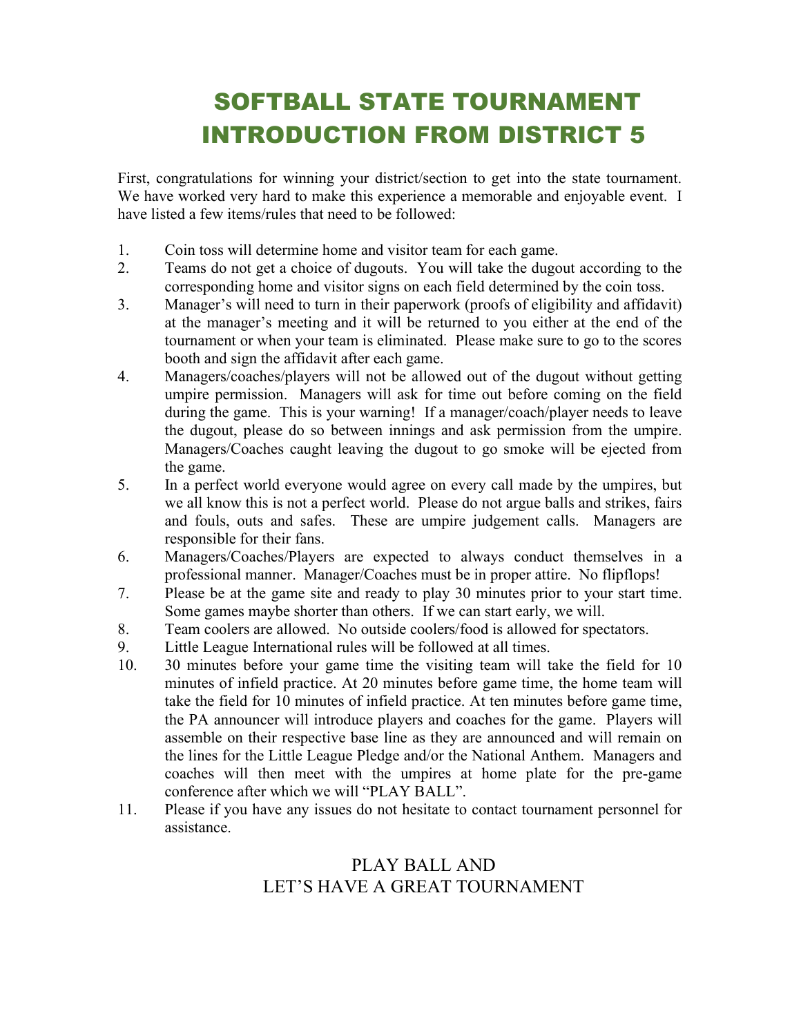# SOFTBALL STATE TOURNAMENT INTRODUCTION FROM DISTRICT 5

First, congratulations for winning your district/section to get into the state tournament. We have worked very hard to make this experience a memorable and enjoyable event. I have listed a few items/rules that need to be followed:

1. Coin toss will determine home and visitor team for each game.
2. Teams do not get a choice of dugouts. You will take the dugout according to the corresponding home and visitor signs on each field determined by the coin toss.
3. Manager's will need to turn in their paperwork (proofs of eligibility and affidavit) at the manager's meeting and it will be returned to you either at the end of the tournament or when your team is eliminated. Please make sure to go to the scores booth and sign the affidavit after each game.
4. Managers/coaches/players will not be allowed out of the dugout without getting umpire permission. Managers will ask for time out before coming on the field during the game. This is your warning! If a manager/coach/player needs to leave the dugout, please do so between innings and ask permission from the umpire. Managers/Coaches caught leaving the dugout to go smoke will be ejected from the game.
5. In a perfect world everyone would agree on every call made by the umpires, but we all know this is not a perfect world. Please do not argue balls and strikes, fairs and fouls, outs and safes. These are umpire judgement calls. Managers are responsible for their fans.
6. Managers/Coaches/Players are expected to always conduct themselves in a professional manner. Manager/Coaches must be in proper attire. No flipflops!
7. Please be at the game site and ready to play 30 minutes prior to your start time. Some games maybe shorter than others. If we can start early, we will.
8. Team coolers are allowed. No outside coolers/food is allowed for spectators.
9. Little League International rules will be followed at all times.
10. 30 minutes before your game time the visiting team will take the field for 10 minutes of infield practice. At 20 minutes before game time, the home team will take the field for 10 minutes of infield practice. At ten minutes before game time, the PA announcer will introduce players and coaches for the game. Players will assemble on their respective base line as they are announced and will remain on the lines for the Little League Pledge and/or the National Anthem. Managers and coaches will then meet with the umpires at home plate for the pre-game conference after which we will "PLAY BALL".
11. Please if you have any issues do not hesitate to contact tournament personnel for assistance.

PLAY BALL AND
LET'S HAVE A GREAT TOURNAMENT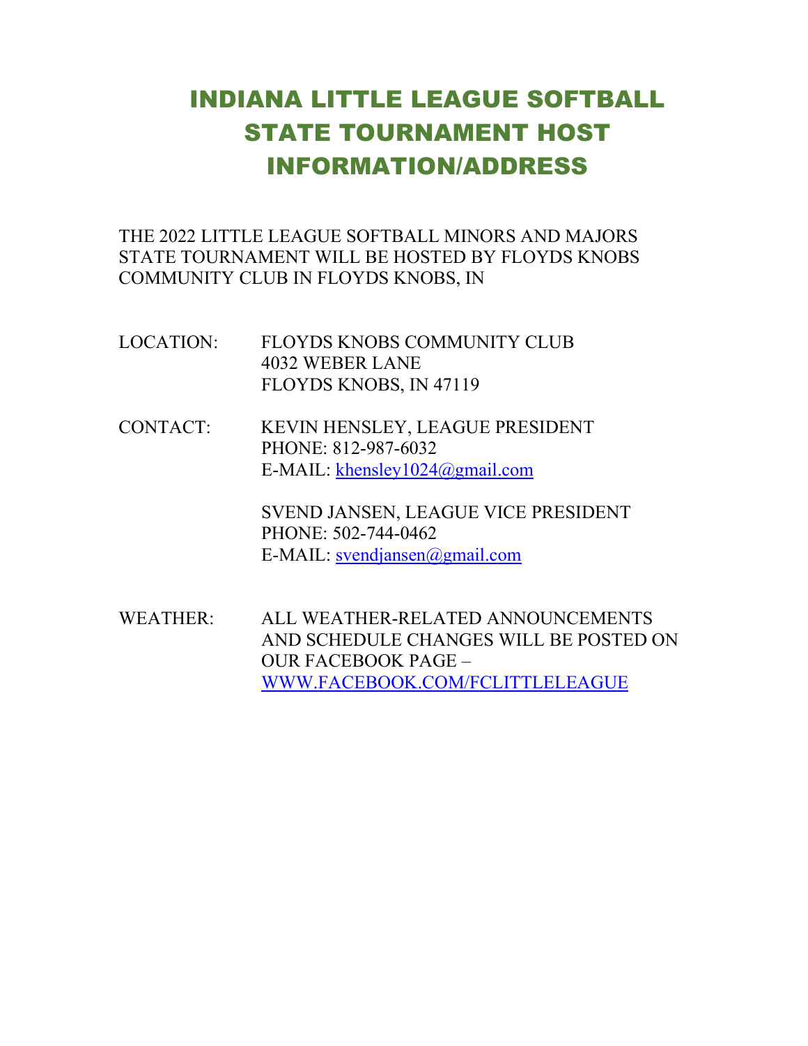# INDIANA LITTLE LEAGUE SOFTBALL STATE TOURNAMENT HOST INFORMATION/ADDRESS

THE 2022 LITTLE LEAGUE SOFTBALL MINORS AND MAJORS STATE TOURNAMENT WILL BE HOSTED BY FLOYDS KNOBS COMMUNITY CLUB IN FLOYDS KNOBS, IN

LOCATION: FLOYDS KNOBS COMMUNITY CLUB
4032 WEBER LANE
FLOYDS KNOBS, IN 47119

CONTACT: KEVIN HENSLEY, LEAGUE PRESIDENT
PHONE: 812-987-6032
E-MAIL: khensley1024@gmail.com

SVEND JANSEN, LEAGUE VICE PRESIDENT
PHONE: 502-744-0462
E-MAIL: svendjansen@gmail.com

WEATHER: ALL WEATHER-RELATED ANNOUNCEMENTS AND SCHEDULE CHANGES WILL BE POSTED ON OUR FACEBOOK PAGE – WWW.FACEBOOK.COM/FCLITTLELEAGUE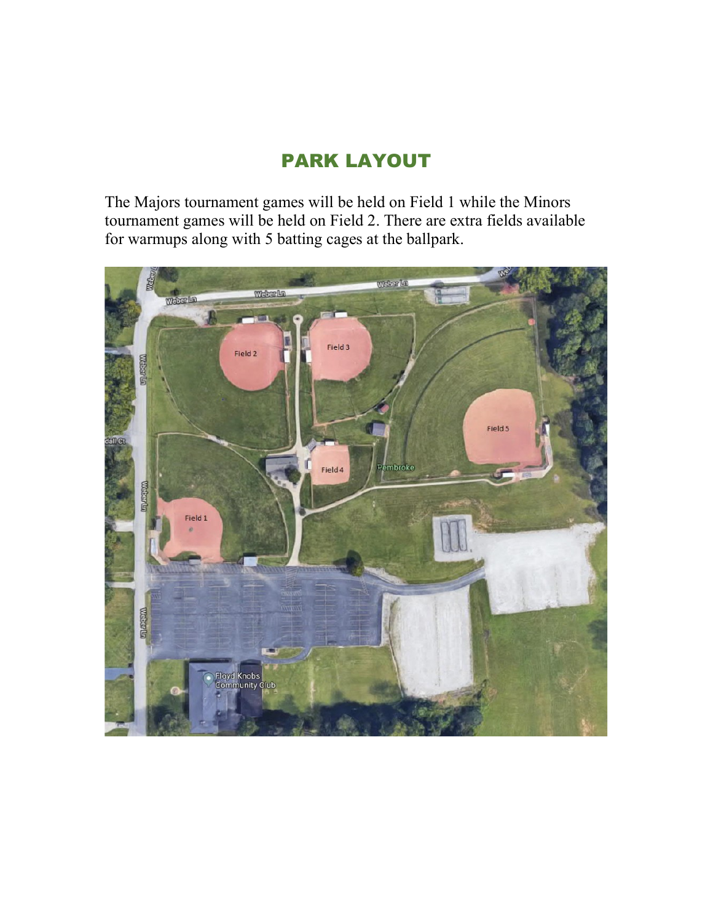# PARK LAYOUT

The Majors tournament games will be held on Field 1 while the Minors tournament games will be held on Field 2. There are extra fields available for warmups along with 5 batting cages at the ballpark.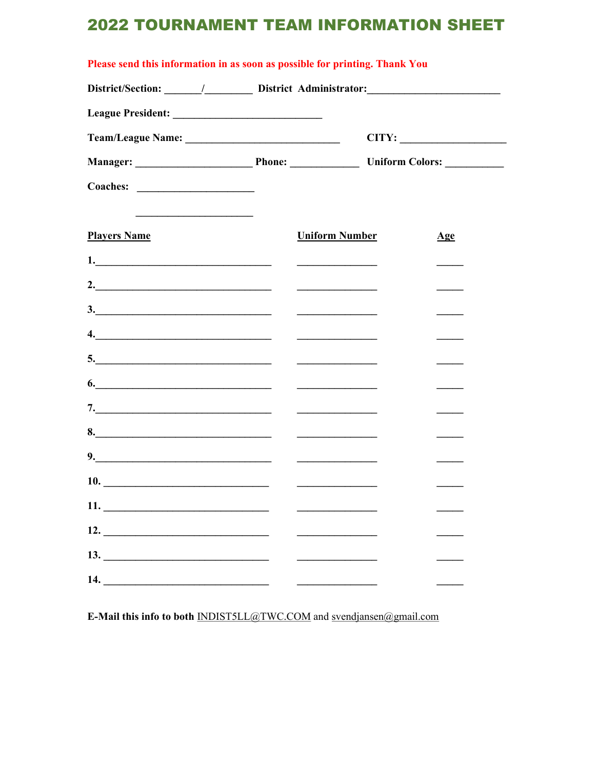# 2022 TOURNAMENT TEAM INFORMATION SHEET

**Please send this information in as soon as possible for printing. Thank You**

**District/Section:** _______/_________ **District Administrator:**_________________________

**League President:** ____________________________

**Team/League Name:** _____________________________ **CITY:** ____________________

**Manager:** ______________________ **Phone:** _____________ **Uniform Colors:** ___________

**Coaches:** ______________________

______________________

| Players Name | Uniform Number | Age |
|---|---|---|
| 1.________________________________ | _______________ | _____ |
| 2.________________________________ | _______________ | _____ |
| 3.________________________________ | _______________ | _____ |
| 4.________________________________ | _______________ | _____ |
| 5.________________________________ | _______________ | _____ |
| 6.________________________________ | _______________ | _____ |
| 7.________________________________ | _______________ | _____ |
| 8.________________________________ | _______________ | _____ |
| 9.________________________________ | _______________ | _____ |
| 10. ______________________________ | _______________ | _____ |
| 11. ______________________________ | _______________ | _____ |
| 12. ______________________________ | _______________ | _____ |
| 13. ______________________________ | _______________ | _____ |
| 14. ______________________________ | _______________ | _____ |

**E-Mail this info to both** INDIST5LL@TWC.COM and svendjansen@gmail.com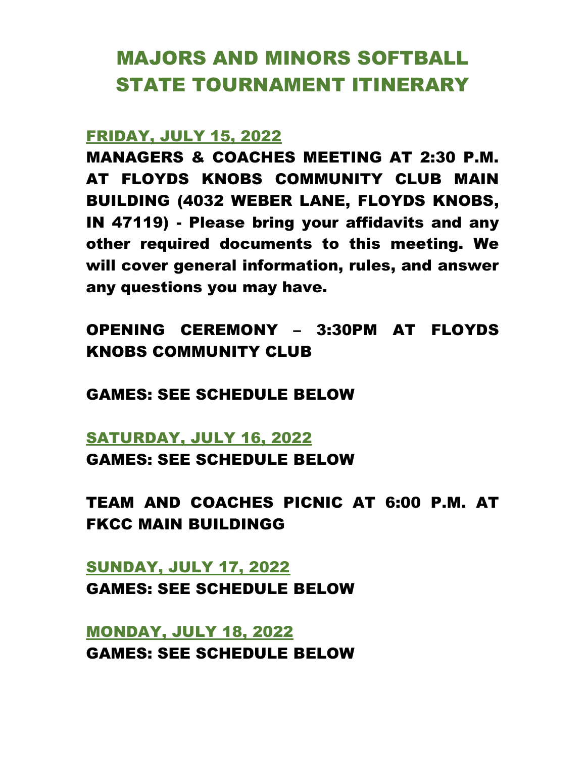# MAJORS AND MINORS SOFTBALL STATE TOURNAMENT ITINERARY

## FRIDAY, JULY 15, 2022

**MANAGERS & COACHES MEETING AT 2:30 P.M. AT FLOYDS KNOBS COMMUNITY CLUB MAIN BUILDING (4032 WEBER LANE, FLOYDS KNOBS, IN 47119) - Please bring your affidavits and any other required documents to this meeting. We will cover general information, rules, and answer any questions you may have.**

**OPENING CEREMONY – 3:30PM AT FLOYDS KNOBS COMMUNITY CLUB**

**GAMES: SEE SCHEDULE BELOW**

## SATURDAY, JULY 16, 2022

**GAMES: SEE SCHEDULE BELOW**

**TEAM AND COACHES PICNIC AT 6:00 P.M. AT FKCC MAIN BUILDINGG**

## SUNDAY, JULY 17, 2022

**GAMES: SEE SCHEDULE BELOW**

## MONDAY, JULY 18, 2022

**GAMES: SEE SCHEDULE BELOW**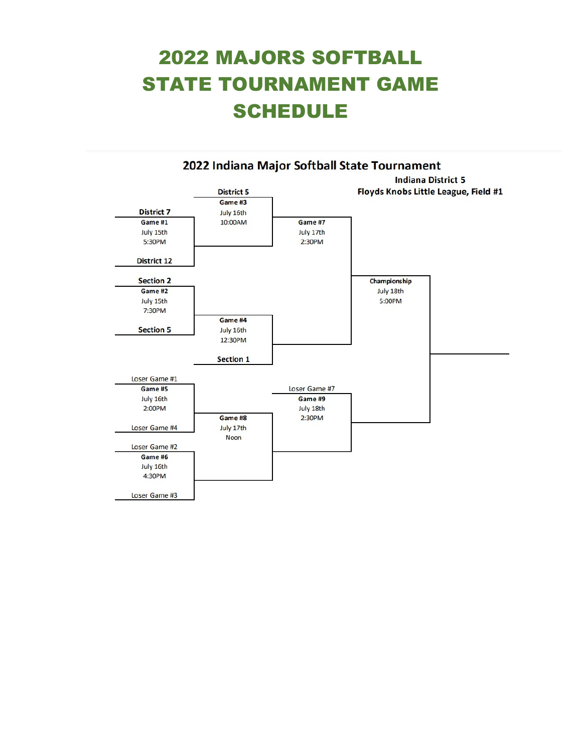# 2022 MAJORS SOFTBALL STATE TOURNAMENT GAME SCHEDULE

## 2022 Indiana Major Softball State Tournament

**Indiana District 5**
**Floyds Knobs Little League, Field #1**

| Game | Date | Time | Matchup |
|---|---|---|---|
| Game #1 | July 15th | 5:30PM | District 7 vs. District 12 |
| Game #2 | July 15th | 7:30PM | Section 2 vs. Section 5 |
| Game #3 | July 16th | 10:00AM | District 5 vs. Winner Game #1 |
| Game #4 | July 16th | 12:30PM | Winner Game #2 vs. Section 1 |
| Game #5 | July 16th | 2:00PM | Loser Game #1 vs. Loser Game #4 |
| Game #6 | July 16th | 4:30PM | Loser Game #2 vs. Loser Game #3 |
| Game #7 | July 17th | 2:30PM | Winner Game #3 vs. Winner Game #4 |
| Game #8 | July 17th | Noon | Winner Game #5 vs. Winner Game #6 |
| Game #9 | July 18th | 2:30PM | Loser Game #7 vs. Winner Game #8 |
| Championship | July 18th | 5:00PM | Winner Game #7 vs. Winner Game #9 |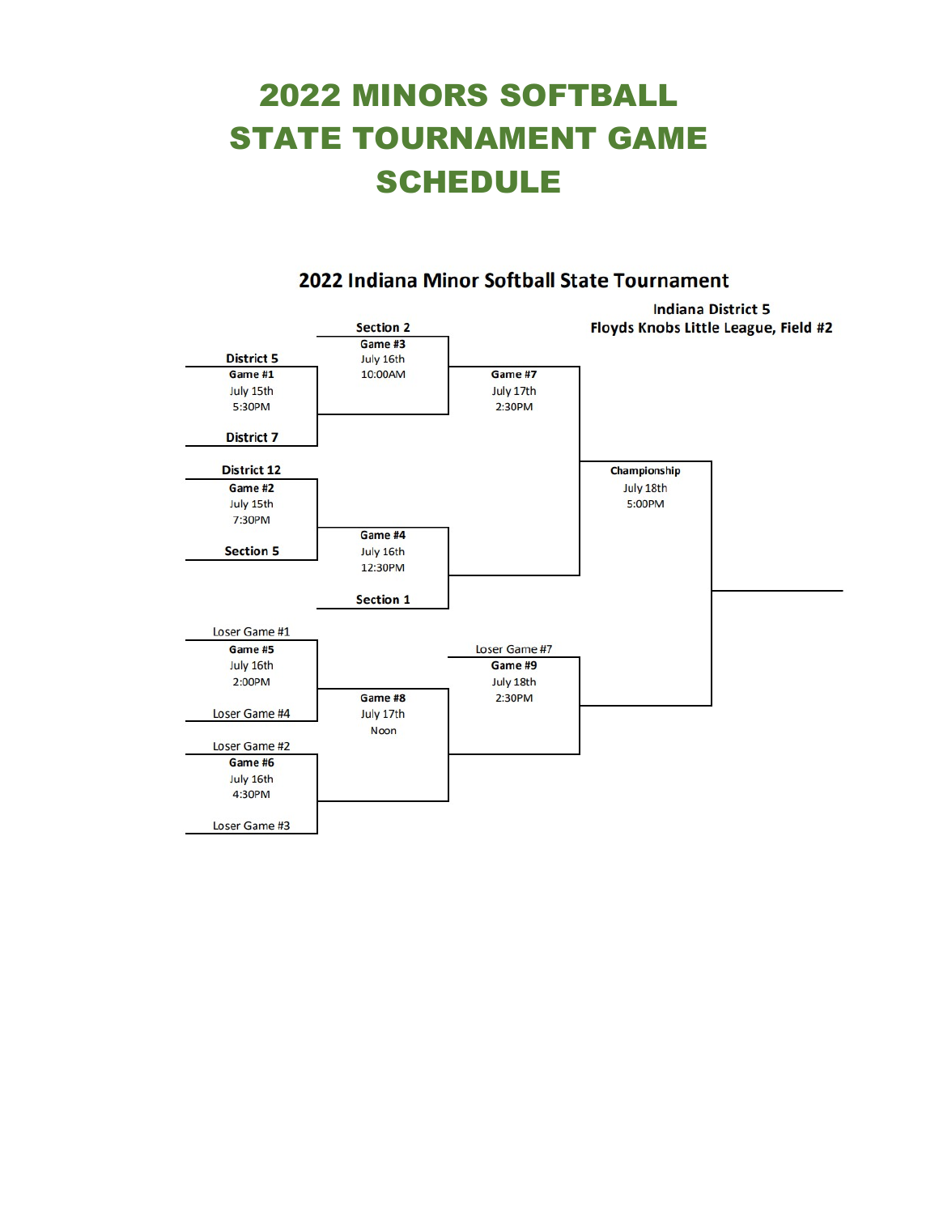# 2022 MINORS SOFTBALL STATE TOURNAMENT GAME SCHEDULE

## 2022 Indiana Minor Softball State Tournament

**Indiana District 5**
**Floyds Knobs Little League, Field #2**

| Game | Matchup | Date | Time |
|---|---|---|---|
| **Game #1** | District 5 vs. District 7 | July 15th | 5:30PM |
| **Game #2** | District 12 vs. Section 5 | July 15th | 7:30PM |
| **Game #3** | Section 2 vs. Winner Game #1 | July 16th | 10:00AM |
| **Game #4** | Winner Game #2 vs. Section 1 | July 16th | 12:30PM |
| **Game #5** | Loser Game #1 vs. Loser Game #4 | July 16th | 2:00PM |
| **Game #6** | Loser Game #2 vs. Loser Game #3 | July 16th | 4:30PM |
| **Game #7** | Winner Game #3 vs. Winner Game #4 | July 17th | 2:30PM |
| **Game #8** | Winner Game #5 vs. Winner Game #6 | July 17th | Noon |
| **Game #9** | Loser Game #7 vs. Winner Game #8 | July 18th | 2:30PM |
| **Championship** | Winner Game #7 vs. Winner Game #9 | July 18th | 5:00PM |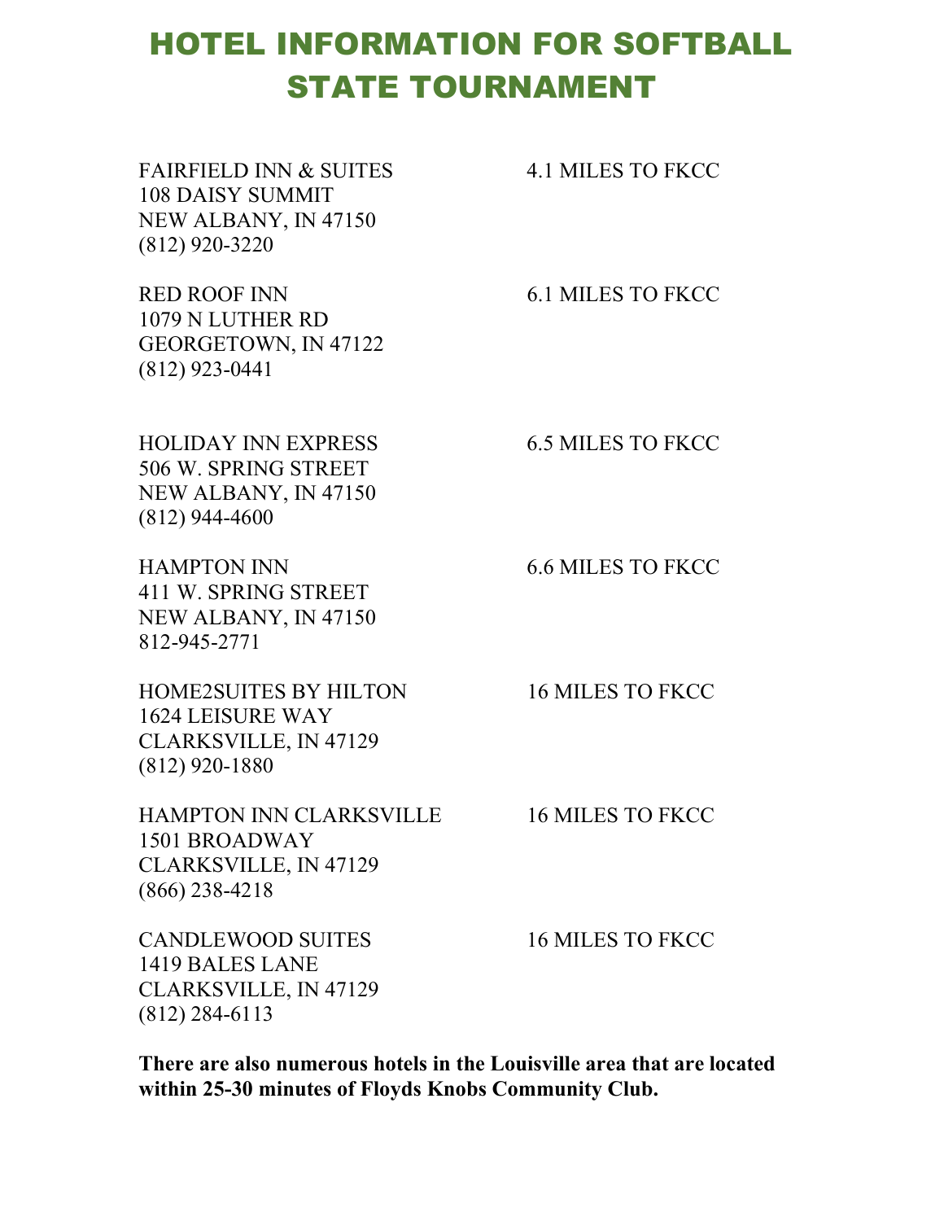# HOTEL INFORMATION FOR SOFTBALL STATE TOURNAMENT

FAIRFIELD INN & SUITES — 4.1 MILES TO FKCC
108 DAISY SUMMIT
NEW ALBANY, IN 47150
(812) 920-3220

RED ROOF INN — 6.1 MILES TO FKCC
1079 N LUTHER RD
GEORGETOWN, IN 47122
(812) 923-0441

HOLIDAY INN EXPRESS — 6.5 MILES TO FKCC
506 W. SPRING STREET
NEW ALBANY, IN 47150
(812) 944-4600

HAMPTON INN — 6.6 MILES TO FKCC
411 W. SPRING STREET
NEW ALBANY, IN 47150
812-945-2771

HOME2SUITES BY HILTON — 16 MILES TO FKCC
1624 LEISURE WAY
CLARKSVILLE, IN 47129
(812) 920-1880

HAMPTON INN CLARKSVILLE — 16 MILES TO FKCC
1501 BROADWAY
CLARKSVILLE, IN 47129
(866) 238-4218

CANDLEWOOD SUITES — 16 MILES TO FKCC
1419 BALES LANE
CLARKSVILLE, IN 47129
(812) 284-6113

**There are also numerous hotels in the Louisville area that are located within 25-30 minutes of Floyds Knobs Community Club.**